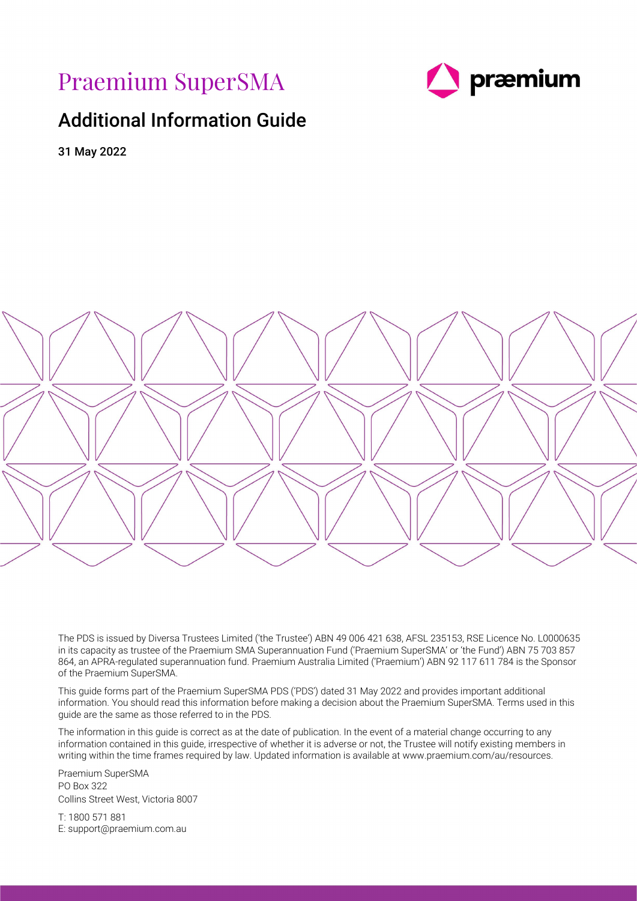# Praemium SuperSMA

## Additional Information Guide

31 May 2022

The PDS is issued by Diversa Trustees Limited ('the Trustee') ABN 49 006 421 638, AFSL 235153, RSE Licence No. L0000635 in its capacity as trustee of the Praemium SMA Superannuation Fund ('Praemium SuperSMA' or 'the Fund') ABN 75 703 857 864, an APRA-regulated superannuation fund. Praemium Australia Limited ('Praemium') ABN 92 117 611 784 is the Sponsor of the Praemium SuperSMA.

This guide forms part of the Praemium SuperSMA PDS ('PDS') dated 31 May 2022 and provides important additional information. You should read this information before making a decision about the Praemium SuperSMA. Terms used in this guide are the same as those referred to in the PDS.

The information in this guide is correct as at the date of publication. In the event of a material change occurring to any information contained in this guide, irrespective of whether it is adverse or not, the Trustee will notify existing members in writing within the time frames required by law. Updated information is available at www.praemium.com/au/resources.

Praemium SuperSMA
PO Box 322
Collins Street West, Victoria 8007

T: 1800 571 881
E: support@praemium.com.au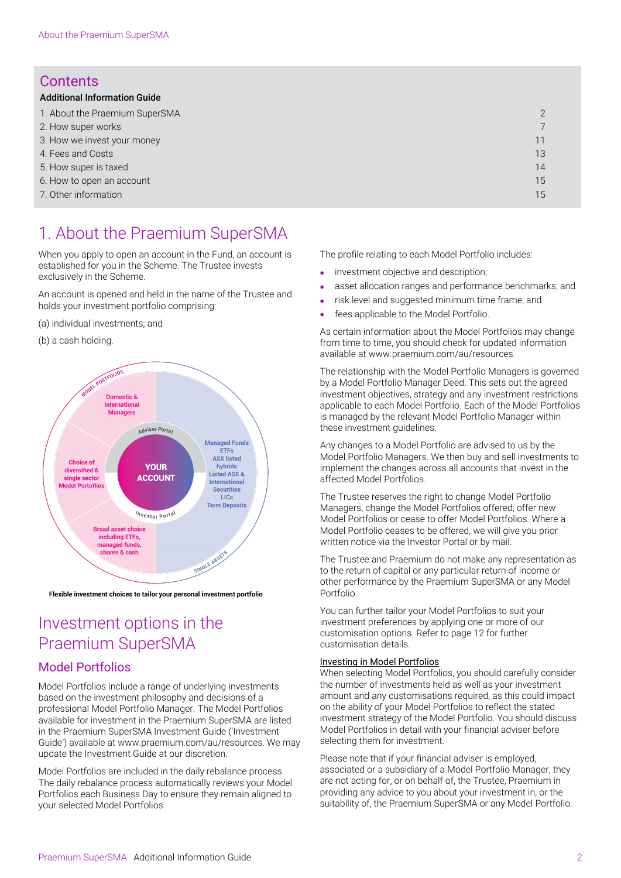# Contents

**Additional Information Guide**

| | |
|---|---|
| 1. About the Praemium SuperSMA | 2 |
| 2. How super works | 7 |
| 3. How we invest your money | 11 |
| 4. Fees and Costs | 13 |
| 5. How super is taxed | 14 |
| 6. How to open an account | 15 |
| 7. Other information | 15 |

# 1. About the Praemium SuperSMA

When you apply to open an account in the Fund, an account is established for you in the Scheme. The Trustee invests exclusively in the Scheme.

An account is opened and held in the name of the Trustee and holds your investment portfolio comprising:

(a) individual investments; and

(b) a cash holding.

MODEL PORTFOLIOS
Domestic & International Managers
Choice of diversified & single sector Model Portfolios
Broad asset choice including ETFs, managed funds, shares & cash
Adviser Portal
YOUR ACCOUNT
Investor Portal
Managed Funds
ETFs
ASX listed hybrids
Listed ASX & International Securities
LICs
Term Deposits
SINGLE ASSETS

**Flexible investment choices to tailor your personal investment portfolio**

## Investment options in the Praemium SuperSMA

### Model Portfolios

Model Portfolios include a range of underlying investments based on the investment philosophy and decisions of a professional Model Portfolio Manager. The Model Portfolios available for investment in the Praemium SuperSMA are listed in the Praemium SuperSMA Investment Guide ('Investment Guide') available at www.praemium.com/au/resources. We may update the Investment Guide at our discretion.

Model Portfolios are included in the daily rebalance process. The daily rebalance process automatically reviews your Model Portfolios each Business Day to ensure they remain aligned to your selected Model Portfolios.

The profile relating to each Model Portfolio includes:

- investment objective and description;
- asset allocation ranges and performance benchmarks; and
- risk level and suggested minimum time frame; and
- fees applicable to the Model Portfolio.

As certain information about the Model Portfolios may change from time to time, you should check for updated information available at www.praemium.com/au/resources.

The relationship with the Model Portfolio Managers is governed by a Model Portfolio Manager Deed. This sets out the agreed investment objectives, strategy and any investment restrictions applicable to each Model Portfolio. Each of the Model Portfolios is managed by the relevant Model Portfolio Manager within these investment guidelines.

Any changes to a Model Portfolio are advised to us by the Model Portfolio Managers. We then buy and sell investments to implement the changes across all accounts that invest in the affected Model Portfolios.

The Trustee reserves the right to change Model Portfolio Managers, change the Model Portfolios offered, offer new Model Portfolios or cease to offer Model Portfolios. Where a Model Portfolio ceases to be offered, we will give you prior written notice via the Investor Portal or by mail.

The Trustee and Praemium do not make any representation as to the return of capital or any particular return of income or other performance by the Praemium SuperSMA or any Model Portfolio.

You can further tailor your Model Portfolios to suit your investment preferences by applying one or more of our customisation options. Refer to page 12 for further customisation details.

Investing in Model Portfolios

When selecting Model Portfolios, you should carefully consider the number of investments held as well as your investment amount and any customisations required, as this could impact on the ability of your Model Portfolios to reflect the stated investment strategy of the Model Portfolio. You should discuss Model Portfolios in detail with your financial adviser before selecting them for investment.

Please note that if your financial adviser is employed, associated or a subsidiary of a Model Portfolio Manager, they are not acting for, or on behalf of, the Trustee, Praemium in providing any advice to you about your investment in, or the suitability of, the Praemium SuperSMA or any Model Portfolio.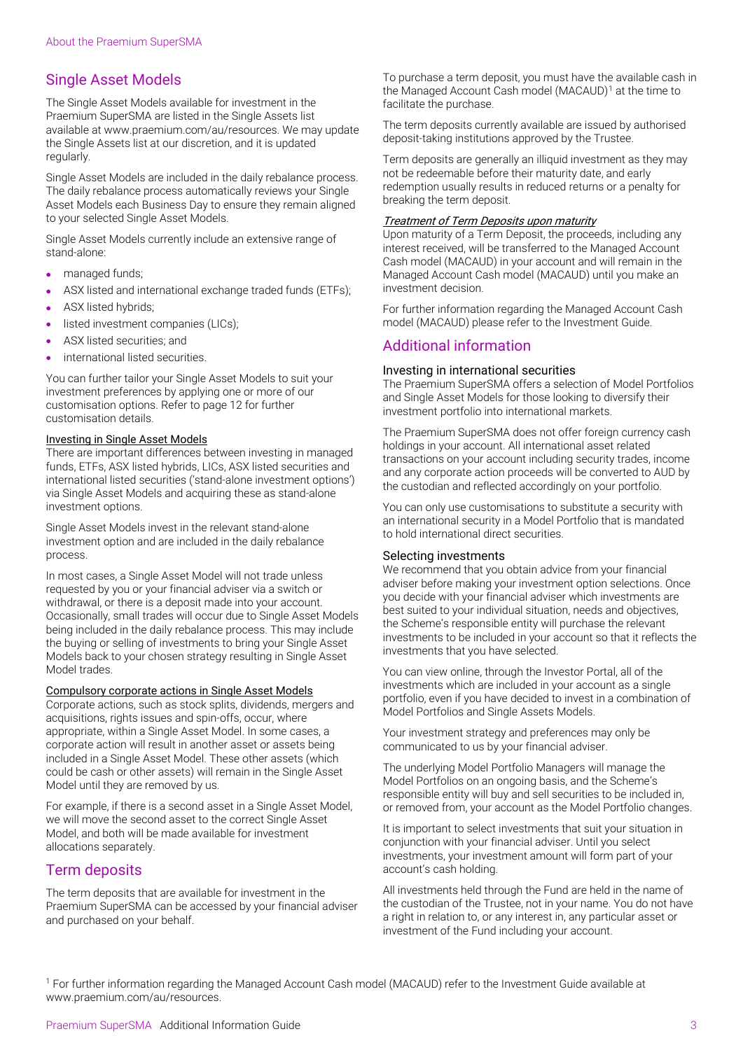## Single Asset Models

The Single Asset Models available for investment in the Praemium SuperSMA are listed in the Single Assets list available at www.praemium.com/au/resources. We may update the Single Assets list at our discretion, and it is updated regularly.

Single Asset Models are included in the daily rebalance process. The daily rebalance process automatically reviews your Single Asset Models each Business Day to ensure they remain aligned to your selected Single Asset Models.

Single Asset Models currently include an extensive range of stand-alone:

- managed funds;
- ASX listed and international exchange traded funds (ETFs);
- ASX listed hybrids;
- listed investment companies (LICs);
- ASX listed securities; and
- international listed securities.

You can further tailor your Single Asset Models to suit your investment preferences by applying one or more of our customisation options. Refer to page 12 for further customisation details.

### Investing in Single Asset Models

There are important differences between investing in managed funds, ETFs, ASX listed hybrids, LICs, ASX listed securities and international listed securities ('stand-alone investment options') via Single Asset Models and acquiring these as stand-alone investment options.

Single Asset Models invest in the relevant stand-alone investment option and are included in the daily rebalance process.

In most cases, a Single Asset Model will not trade unless requested by you or your financial adviser via a switch or withdrawal, or there is a deposit made into your account. Occasionally, small trades will occur due to Single Asset Models being included in the daily rebalance process. This may include the buying or selling of investments to bring your Single Asset Models back to your chosen strategy resulting in Single Asset Model trades.

### Compulsory corporate actions in Single Asset Models

Corporate actions, such as stock splits, dividends, mergers and acquisitions, rights issues and spin-offs, occur, where appropriate, within a Single Asset Model. In some cases, a corporate action will result in another asset or assets being included in a Single Asset Model. These other assets (which could be cash or other assets) will remain in the Single Asset Model until they are removed by us.

For example, if there is a second asset in a Single Asset Model, we will move the second asset to the correct Single Asset Model, and both will be made available for investment allocations separately.

## Term deposits

The term deposits that are available for investment in the Praemium SuperSMA can be accessed by your financial adviser and purchased on your behalf.

To purchase a term deposit, you must have the available cash in the Managed Account Cash model (MACAUD)[1] at the time to facilitate the purchase.

The term deposits currently available are issued by authorised deposit-taking institutions approved by the Trustee.

Term deposits are generally an illiquid investment as they may not be redeemable before their maturity date, and early redemption usually results in reduced returns or a penalty for breaking the term deposit.

### *Treatment of Term Deposits upon maturity*

Upon maturity of a Term Deposit, the proceeds, including any interest received, will be transferred to the Managed Account Cash model (MACAUD) in your account and will remain in the Managed Account Cash model (MACAUD) until you make an investment decision.

For further information regarding the Managed Account Cash model (MACAUD) please refer to the Investment Guide.

## Additional information

### Investing in international securities

The Praemium SuperSMA offers a selection of Model Portfolios and Single Asset Models for those looking to diversify their investment portfolio into international markets.

The Praemium SuperSMA does not offer foreign currency cash holdings in your account. All international asset related transactions on your account including security trades, income and any corporate action proceeds will be converted to AUD by the custodian and reflected accordingly on your portfolio.

You can only use customisations to substitute a security with an international security in a Model Portfolio that is mandated to hold international direct securities.

### Selecting investments

We recommend that you obtain advice from your financial adviser before making your investment option selections. Once you decide with your financial adviser which investments are best suited to your individual situation, needs and objectives, the Scheme's responsible entity will purchase the relevant investments to be included in your account so that it reflects the investments that you have selected.

You can view online, through the Investor Portal, all of the investments which are included in your account as a single portfolio, even if you have decided to invest in a combination of Model Portfolios and Single Assets Models.

Your investment strategy and preferences may only be communicated to us by your financial adviser.

The underlying Model Portfolio Managers will manage the Model Portfolios on an ongoing basis, and the Scheme's responsible entity will buy and sell securities to be included in, or removed from, your account as the Model Portfolio changes.

It is important to select investments that suit your situation in conjunction with your financial adviser. Until you select investments, your investment amount will form part of your account's cash holding.

All investments held through the Fund are held in the name of the custodian of the Trustee, not in your name. You do not have a right in relation to, or any interest in, any particular asset or investment of the Fund including your account.

[1] For further information regarding the Managed Account Cash model (MACAUD) refer to the Investment Guide available at www.praemium.com/au/resources.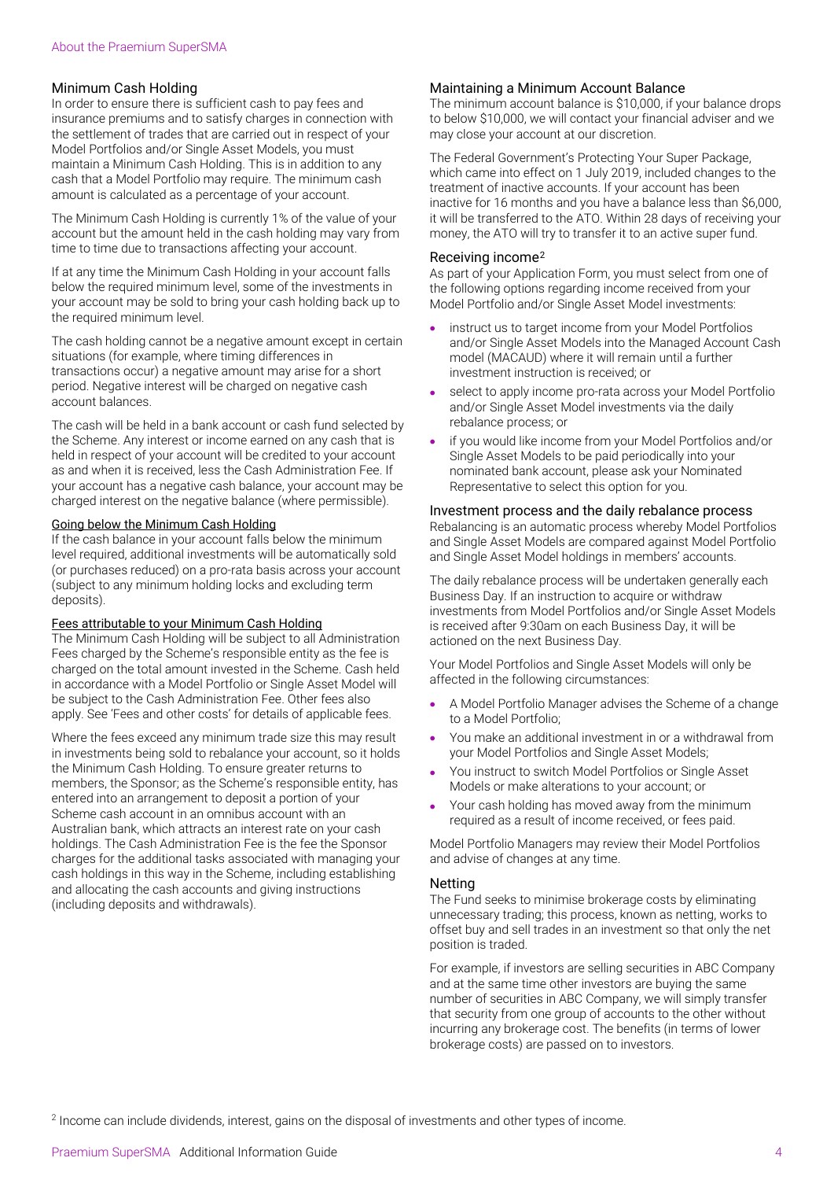## Minimum Cash Holding

In order to ensure there is sufficient cash to pay fees and insurance premiums and to satisfy charges in connection with the settlement of trades that are carried out in respect of your Model Portfolios and/or Single Asset Models, you must maintain a Minimum Cash Holding. This is in addition to any cash that a Model Portfolio may require. The minimum cash amount is calculated as a percentage of your account.

The Minimum Cash Holding is currently 1% of the value of your account but the amount held in the cash holding may vary from time to time due to transactions affecting your account.

If at any time the Minimum Cash Holding in your account falls below the required minimum level, some of the investments in your account may be sold to bring your cash holding back up to the required minimum level.

The cash holding cannot be a negative amount except in certain situations (for example, where timing differences in transactions occur) a negative amount may arise for a short period. Negative interest will be charged on negative cash account balances.

The cash will be held in a bank account or cash fund selected by the Scheme. Any interest or income earned on any cash that is held in respect of your account will be credited to your account as and when it is received, less the Cash Administration Fee. If your account has a negative cash balance, your account may be charged interest on the negative balance (where permissible).

### Going below the Minimum Cash Holding

If the cash balance in your account falls below the minimum level required, additional investments will be automatically sold (or purchases reduced) on a pro-rata basis across your account (subject to any minimum holding locks and excluding term deposits).

### Fees attributable to your Minimum Cash Holding

The Minimum Cash Holding will be subject to all Administration Fees charged by the Scheme's responsible entity as the fee is charged on the total amount invested in the Scheme. Cash held in accordance with a Model Portfolio or Single Asset Model will be subject to the Cash Administration Fee. Other fees also apply. See 'Fees and other costs' for details of applicable fees.

Where the fees exceed any minimum trade size this may result in investments being sold to rebalance your account, so it holds the Minimum Cash Holding. To ensure greater returns to members, the Sponsor; as the Scheme's responsible entity, has entered into an arrangement to deposit a portion of your Scheme cash account in an omnibus account with an Australian bank, which attracts an interest rate on your cash holdings. The Cash Administration Fee is the fee the Sponsor charges for the additional tasks associated with managing your cash holdings in this way in the Scheme, including establishing and allocating the cash accounts and giving instructions (including deposits and withdrawals).

## Maintaining a Minimum Account Balance

The minimum account balance is $10,000, if your balance drops to below $10,000, we will contact your financial adviser and we may close your account at our discretion.

The Federal Government's Protecting Your Super Package, which came into effect on 1 July 2019, included changes to the treatment of inactive accounts. If your account has been inactive for 16 months and you have a balance less than $6,000, it will be transferred to the ATO. Within 28 days of receiving your money, the ATO will try to transfer it to an active super fund.

## Receiving income[2]

As part of your Application Form, you must select from one of the following options regarding income received from your Model Portfolio and/or Single Asset Model investments:

- instruct us to target income from your Model Portfolios and/or Single Asset Models into the Managed Account Cash model (MACAUD) where it will remain until a further investment instruction is received; or
- select to apply income pro-rata across your Model Portfolio and/or Single Asset Model investments via the daily rebalance process; or
- if you would like income from your Model Portfolios and/or Single Asset Models to be paid periodically into your nominated bank account, please ask your Nominated Representative to select this option for you.

## Investment process and the daily rebalance process

Rebalancing is an automatic process whereby Model Portfolios and Single Asset Models are compared against Model Portfolio and Single Asset Model holdings in members' accounts.

The daily rebalance process will be undertaken generally each Business Day. If an instruction to acquire or withdraw investments from Model Portfolios and/or Single Asset Models is received after 9:30am on each Business Day, it will be actioned on the next Business Day.

Your Model Portfolios and Single Asset Models will only be affected in the following circumstances:

- A Model Portfolio Manager advises the Scheme of a change to a Model Portfolio;
- You make an additional investment in or a withdrawal from your Model Portfolios and Single Asset Models;
- You instruct to switch Model Portfolios or Single Asset Models or make alterations to your account; or
- Your cash holding has moved away from the minimum required as a result of income received, or fees paid.

Model Portfolio Managers may review their Model Portfolios and advise of changes at any time.

## Netting

The Fund seeks to minimise brokerage costs by eliminating unnecessary trading; this process, known as netting, works to offset buy and sell trades in an investment so that only the net position is traded.

For example, if investors are selling securities in ABC Company and at the same time other investors are buying the same number of securities in ABC Company, we will simply transfer that security from one group of accounts to the other without incurring any brokerage cost. The benefits (in terms of lower brokerage costs) are passed on to investors.

[2] Income can include dividends, interest, gains on the disposal of investments and other types of income.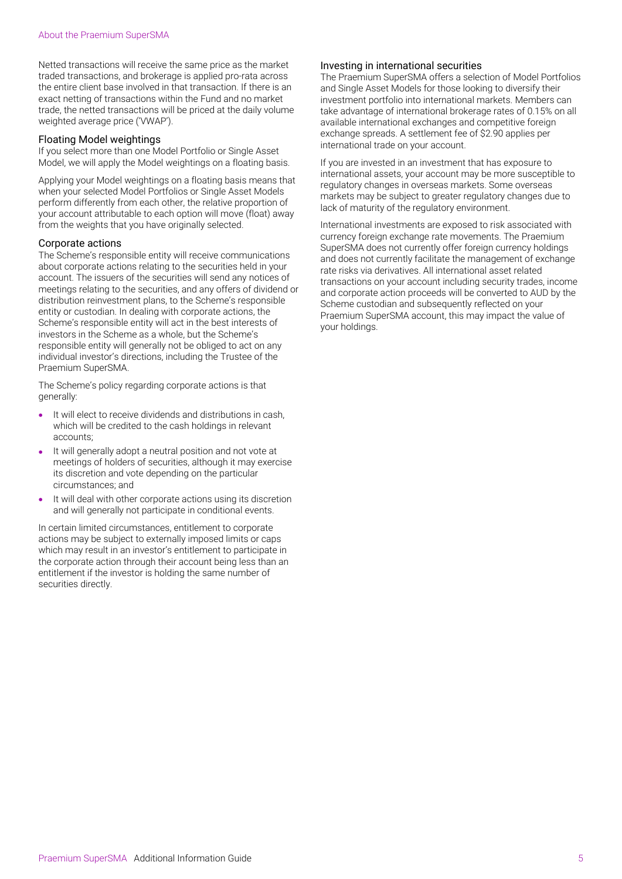Netted transactions will receive the same price as the market traded transactions, and brokerage is applied pro-rata across the entire client base involved in that transaction. If there is an exact netting of transactions within the Fund and no market trade, the netted transactions will be priced at the daily volume weighted average price ('VWAP').

### Floating Model weightings

If you select more than one Model Portfolio or Single Asset Model, we will apply the Model weightings on a floating basis.

Applying your Model weightings on a floating basis means that when your selected Model Portfolios or Single Asset Models perform differently from each other, the relative proportion of your account attributable to each option will move (float) away from the weights that you have originally selected.

### Corporate actions

The Scheme's responsible entity will receive communications about corporate actions relating to the securities held in your account. The issuers of the securities will send any notices of meetings relating to the securities, and any offers of dividend or distribution reinvestment plans, to the Scheme's responsible entity or custodian. In dealing with corporate actions, the Scheme's responsible entity will act in the best interests of investors in the Scheme as a whole, but the Scheme's responsible entity will generally not be obliged to act on any individual investor's directions, including the Trustee of the Praemium SuperSMA.

The Scheme's policy regarding corporate actions is that generally:

- It will elect to receive dividends and distributions in cash, which will be credited to the cash holdings in relevant accounts;
- It will generally adopt a neutral position and not vote at meetings of holders of securities, although it may exercise its discretion and vote depending on the particular circumstances; and
- It will deal with other corporate actions using its discretion and will generally not participate in conditional events.

In certain limited circumstances, entitlement to corporate actions may be subject to externally imposed limits or caps which may result in an investor's entitlement to participate in the corporate action through their account being less than an entitlement if the investor is holding the same number of securities directly.

### Investing in international securities

The Praemium SuperSMA offers a selection of Model Portfolios and Single Asset Models for those looking to diversify their investment portfolio into international markets. Members can take advantage of international brokerage rates of 0.15% on all available international exchanges and competitive foreign exchange spreads. A settlement fee of $2.90 applies per international trade on your account.

If you are invested in an investment that has exposure to international assets, your account may be more susceptible to regulatory changes in overseas markets. Some overseas markets may be subject to greater regulatory changes due to lack of maturity of the regulatory environment.

International investments are exposed to risk associated with currency foreign exchange rate movements. The Praemium SuperSMA does not currently offer foreign currency holdings and does not currently facilitate the management of exchange rate risks via derivatives. All international asset related transactions on your account including security trades, income and corporate action proceeds will be converted to AUD by the Scheme custodian and subsequently reflected on your Praemium SuperSMA account, this may impact the value of your holdings.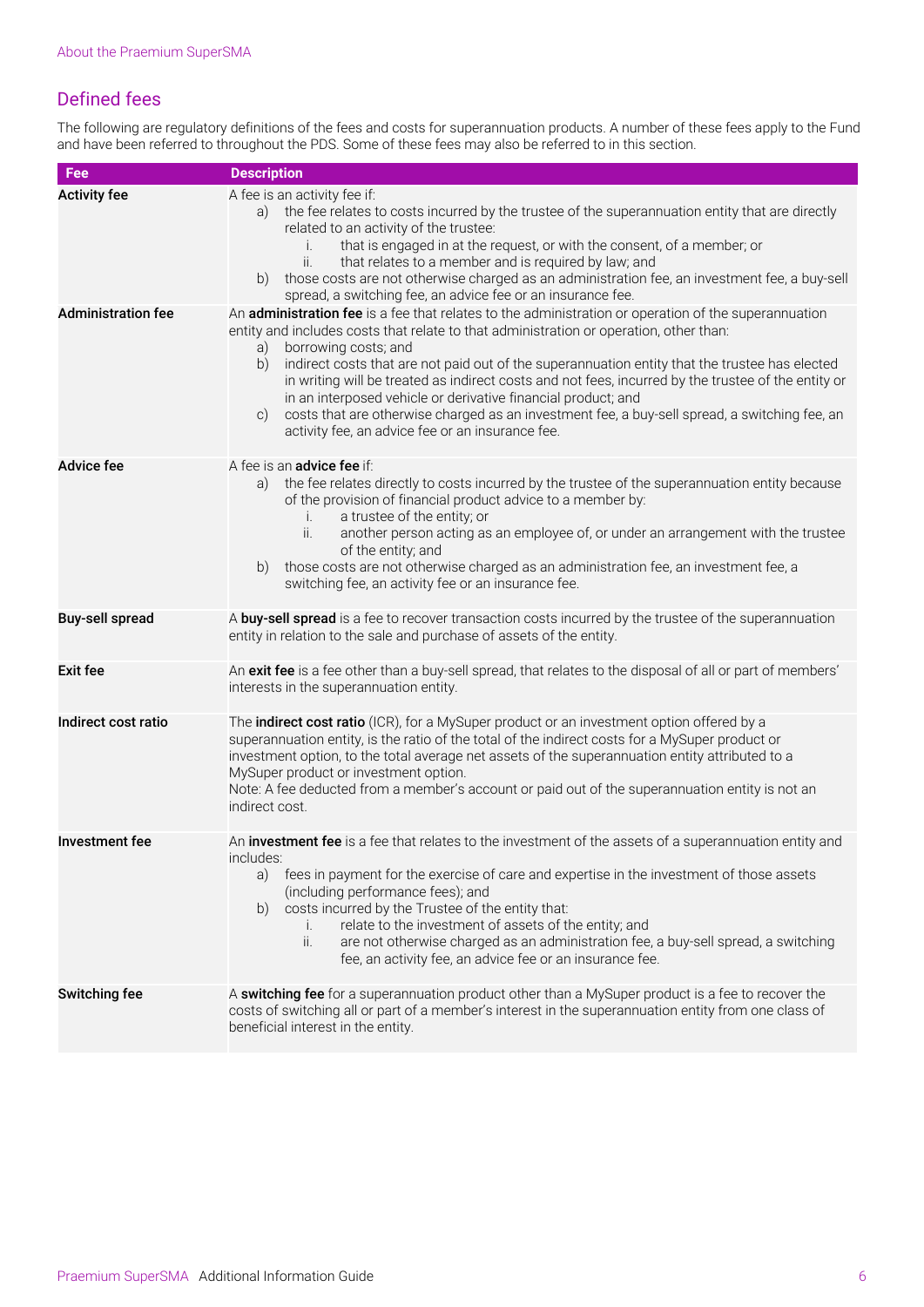## Defined fees

The following are regulatory definitions of the fees and costs for superannuation products. A number of these fees apply to the Fund and have been referred to throughout the PDS. Some of these fees may also be referred to in this section.

| Fee | Description |
|---|---|
| **Activity fee** | A fee is an activity fee if:<br>a) the fee relates to costs incurred by the trustee of the superannuation entity that are directly related to an activity of the trustee:<br>i. that is engaged in at the request, or with the consent, of a member; or<br>ii. that relates to a member and is required by law; and<br>b) those costs are not otherwise charged as an administration fee, an investment fee, a buy-sell spread, a switching fee, an advice fee or an insurance fee. |
| **Administration fee** | An **administration fee** is a fee that relates to the administration or operation of the superannuation entity and includes costs that relate to that administration or operation, other than:<br>a) borrowing costs; and<br>b) indirect costs that are not paid out of the superannuation entity that the trustee has elected in writing will be treated as indirect costs and not fees, incurred by the trustee of the entity or in an interposed vehicle or derivative financial product; and<br>c) costs that are otherwise charged as an investment fee, a buy-sell spread, a switching fee, an activity fee, an advice fee or an insurance fee. |
| **Advice fee** | A fee is an **advice fee** if:<br>a) the fee relates directly to costs incurred by the trustee of the superannuation entity because of the provision of financial product advice to a member by:<br>i. a trustee of the entity; or<br>ii. another person acting as an employee of, or under an arrangement with the trustee of the entity; and<br>b) those costs are not otherwise charged as an administration fee, an investment fee, a switching fee, an activity fee or an insurance fee. |
| **Buy-sell spread** | A **buy-sell spread** is a fee to recover transaction costs incurred by the trustee of the superannuation entity in relation to the sale and purchase of assets of the entity. |
| **Exit fee** | An **exit fee** is a fee other than a buy-sell spread, that relates to the disposal of all or part of members' interests in the superannuation entity. |
| **Indirect cost ratio** | The **indirect cost ratio** (ICR), for a MySuper product or an investment option offered by a superannuation entity, is the ratio of the total of the indirect costs for a MySuper product or investment option, to the total average net assets of the superannuation entity attributed to a MySuper product or investment option.<br>Note: A fee deducted from a member's account or paid out of the superannuation entity is not an indirect cost. |
| **Investment fee** | An **investment fee** is a fee that relates to the investment of the assets of a superannuation entity and includes:<br>a) fees in payment for the exercise of care and expertise in the investment of those assets (including performance fees); and<br>b) costs incurred by the Trustee of the entity that:<br>i. relate to the investment of assets of the entity; and<br>ii. are not otherwise charged as an administration fee, a buy-sell spread, a switching fee, an activity fee, an advice fee or an insurance fee. |
| **Switching fee** | A **switching fee** for a superannuation product other than a MySuper product is a fee to recover the costs of switching all or part of a member's interest in the superannuation entity from one class of beneficial interest in the entity. |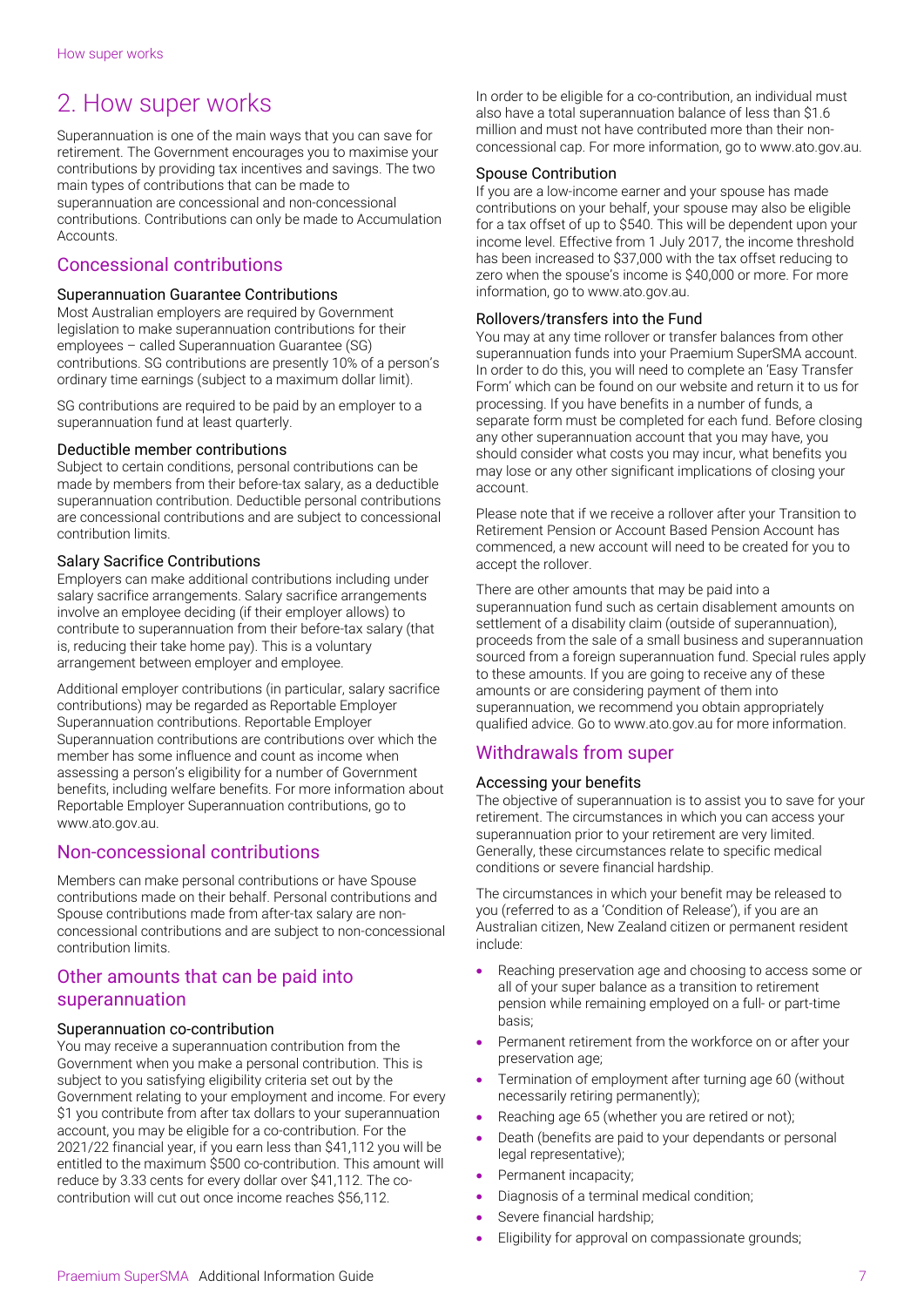# 2. How super works

Superannuation is one of the main ways that you can save for retirement. The Government encourages you to maximise your contributions by providing tax incentives and savings. The two main types of contributions that can be made to superannuation are concessional and non-concessional contributions. Contributions can only be made to Accumulation Accounts.

## Concessional contributions

### Superannuation Guarantee Contributions

Most Australian employers are required by Government legislation to make superannuation contributions for their employees – called Superannuation Guarantee (SG) contributions. SG contributions are presently 10% of a person's ordinary time earnings (subject to a maximum dollar limit).

SG contributions are required to be paid by an employer to a superannuation fund at least quarterly.

### Deductible member contributions

Subject to certain conditions, personal contributions can be made by members from their before-tax salary, as a deductible superannuation contribution. Deductible personal contributions are concessional contributions and are subject to concessional contribution limits.

### Salary Sacrifice Contributions

Employers can make additional contributions including under salary sacrifice arrangements. Salary sacrifice arrangements involve an employee deciding (if their employer allows) to contribute to superannuation from their before-tax salary (that is, reducing their take home pay). This is a voluntary arrangement between employer and employee.

Additional employer contributions (in particular, salary sacrifice contributions) may be regarded as Reportable Employer Superannuation contributions. Reportable Employer Superannuation contributions are contributions over which the member has some influence and count as income when assessing a person's eligibility for a number of Government benefits, including welfare benefits. For more information about Reportable Employer Superannuation contributions, go to www.ato.gov.au.

## Non-concessional contributions

Members can make personal contributions or have Spouse contributions made on their behalf. Personal contributions and Spouse contributions made from after-tax salary are non-concessional contributions and are subject to non-concessional contribution limits.

## Other amounts that can be paid into superannuation

### Superannuation co-contribution

You may receive a superannuation contribution from the Government when you make a personal contribution. This is subject to you satisfying eligibility criteria set out by the Government relating to your employment and income. For every $1 you contribute from after tax dollars to your superannuation account, you may be eligible for a co-contribution. For the 2021/22 financial year, if you earn less than $41,112 you will be entitled to the maximum $500 co-contribution. This amount will reduce by 3.33 cents for every dollar over $41,112. The co-contribution will cut out once income reaches $56,112.

In order to be eligible for a co-contribution, an individual must also have a total superannuation balance of less than $1.6 million and must not have contributed more than their non-concessional cap. For more information, go to www.ato.gov.au.

### Spouse Contribution

If you are a low-income earner and your spouse has made contributions on your behalf, your spouse may also be eligible for a tax offset of up to $540. This will be dependent upon your income level. Effective from 1 July 2017, the income threshold has been increased to $37,000 with the tax offset reducing to zero when the spouse's income is $40,000 or more. For more information, go to www.ato.gov.au.

### Rollovers/transfers into the Fund

You may at any time rollover or transfer balances from other superannuation funds into your Praemium SuperSMA account. In order to do this, you will need to complete an 'Easy Transfer Form' which can be found on our website and return it to us for processing. If you have benefits in a number of funds, a separate form must be completed for each fund. Before closing any other superannuation account that you may have, you should consider what costs you may incur, what benefits you may lose or any other significant implications of closing your account.

Please note that if we receive a rollover after your Transition to Retirement Pension or Account Based Pension Account has commenced, a new account will need to be created for you to accept the rollover.

There are other amounts that may be paid into a superannuation fund such as certain disablement amounts on settlement of a disability claim (outside of superannuation), proceeds from the sale of a small business and superannuation sourced from a foreign superannuation fund. Special rules apply to these amounts. If you are going to receive any of these amounts or are considering payment of them into superannuation, we recommend you obtain appropriately qualified advice. Go to www.ato.gov.au for more information.

## Withdrawals from super

### Accessing your benefits

The objective of superannuation is to assist you to save for your retirement. The circumstances in which you can access your superannuation prior to your retirement are very limited. Generally, these circumstances relate to specific medical conditions or severe financial hardship.

The circumstances in which your benefit may be released to you (referred to as a 'Condition of Release'), if you are an Australian citizen, New Zealand citizen or permanent resident include:

- Reaching preservation age and choosing to access some or all of your super balance as a transition to retirement pension while remaining employed on a full- or part-time basis;
- Permanent retirement from the workforce on or after your preservation age;
- Termination of employment after turning age 60 (without necessarily retiring permanently);
- Reaching age 65 (whether you are retired or not);
- Death (benefits are paid to your dependants or personal legal representative);
- Permanent incapacity;
- Diagnosis of a terminal medical condition;
- Severe financial hardship;
- Eligibility for approval on compassionate grounds;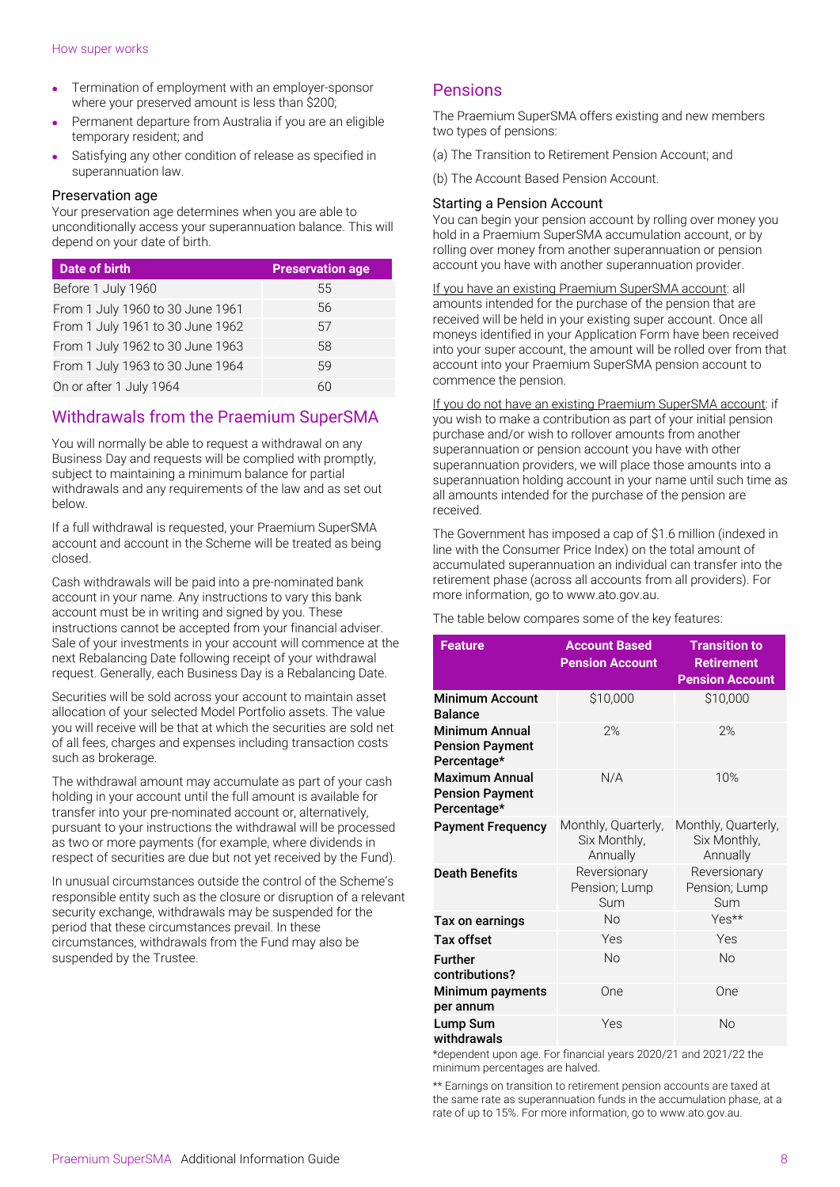- Termination of employment with an employer-sponsor where your preserved amount is less than $200;
- Permanent departure from Australia if you are an eligible temporary resident; and
- Satisfying any other condition of release as specified in superannuation law.

### Preservation age

Your preservation age determines when you are able to unconditionally access your superannuation balance. This will depend on your date of birth.

| Date of birth | Preservation age |
|---|---|
| Before 1 July 1960 | 55 |
| From 1 July 1960 to 30 June 1961 | 56 |
| From 1 July 1961 to 30 June 1962 | 57 |
| From 1 July 1962 to 30 June 1963 | 58 |
| From 1 July 1963 to 30 June 1964 | 59 |
| On or after 1 July 1964 | 60 |

## Withdrawals from the Praemium SuperSMA

You will normally be able to request a withdrawal on any Business Day and requests will be complied with promptly, subject to maintaining a minimum balance for partial withdrawals and any requirements of the law and as set out below.

If a full withdrawal is requested, your Praemium SuperSMA account and account in the Scheme will be treated as being closed.

Cash withdrawals will be paid into a pre-nominated bank account in your name. Any instructions to vary this bank account must be in writing and signed by you. These instructions cannot be accepted from your financial adviser. Sale of your investments in your account will commence at the next Rebalancing Date following receipt of your withdrawal request. Generally, each Business Day is a Rebalancing Date.

Securities will be sold across your account to maintain asset allocation of your selected Model Portfolio assets. The value you will receive will be that at which the securities are sold net of all fees, charges and expenses including transaction costs such as brokerage.

The withdrawal amount may accumulate as part of your cash holding in your account until the full amount is available for transfer into your pre-nominated account or, alternatively, pursuant to your instructions the withdrawal will be processed as two or more payments (for example, where dividends in respect of securities are due but not yet received by the Fund).

In unusual circumstances outside the control of the Scheme's responsible entity such as the closure or disruption of a relevant security exchange, withdrawals may be suspended for the period that these circumstances prevail. In these circumstances, withdrawals from the Fund may also be suspended by the Trustee.

## Pensions

The Praemium SuperSMA offers existing and new members two types of pensions:

(a) The Transition to Retirement Pension Account; and

(b) The Account Based Pension Account.

### Starting a Pension Account

You can begin your pension account by rolling over money you hold in a Praemium SuperSMA accumulation account, or by rolling over money from another superannuation or pension account you have with another superannuation provider.

If you have an existing Praemium SuperSMA account: all amounts intended for the purchase of the pension that are received will be held in your existing super account. Once all moneys identified in your Application Form have been received into your super account, the amount will be rolled over from that account into your Praemium SuperSMA pension account to commence the pension.

If you do not have an existing Praemium SuperSMA account: if you wish to make a contribution as part of your initial pension purchase and/or wish to rollover amounts from another superannuation or pension account you have with other superannuation providers, we will place those amounts into a superannuation holding account in your name until such time as all amounts intended for the purchase of the pension are received.

The Government has imposed a cap of $1.6 million (indexed in line with the Consumer Price Index) on the total amount of accumulated superannuation an individual can transfer into the retirement phase (across all accounts from all providers). For more information, go to www.ato.gov.au.

The table below compares some of the key features:

| Feature | Account Based Pension Account | Transition to Retirement Pension Account |
|---|---|---|
| **Minimum Account Balance** | $10,000 | $10,000 |
| **Minimum Annual Pension Payment Percentage*** | 2% | 2% |
| **Maximum Annual Pension Payment Percentage*** | N/A | 10% |
| **Payment Frequency** | Monthly, Quarterly, Six Monthly, Annually | Monthly, Quarterly, Six Monthly, Annually |
| **Death Benefits** | Reversionary Pension; Lump Sum | Reversionary Pension; Lump Sum |
| **Tax on earnings** | No | Yes** |
| **Tax offset** | Yes | Yes |
| **Further contributions?** | No | No |
| **Minimum payments per annum** | One | One |
| **Lump Sum withdrawals** | Yes | No |

*dependent upon age. For financial years 2020/21 and 2021/22 the minimum percentages are halved.

** Earnings on transition to retirement pension accounts are taxed at the same rate as superannuation funds in the accumulation phase, at a rate of up to 15%. For more information, go to www.ato.gov.au.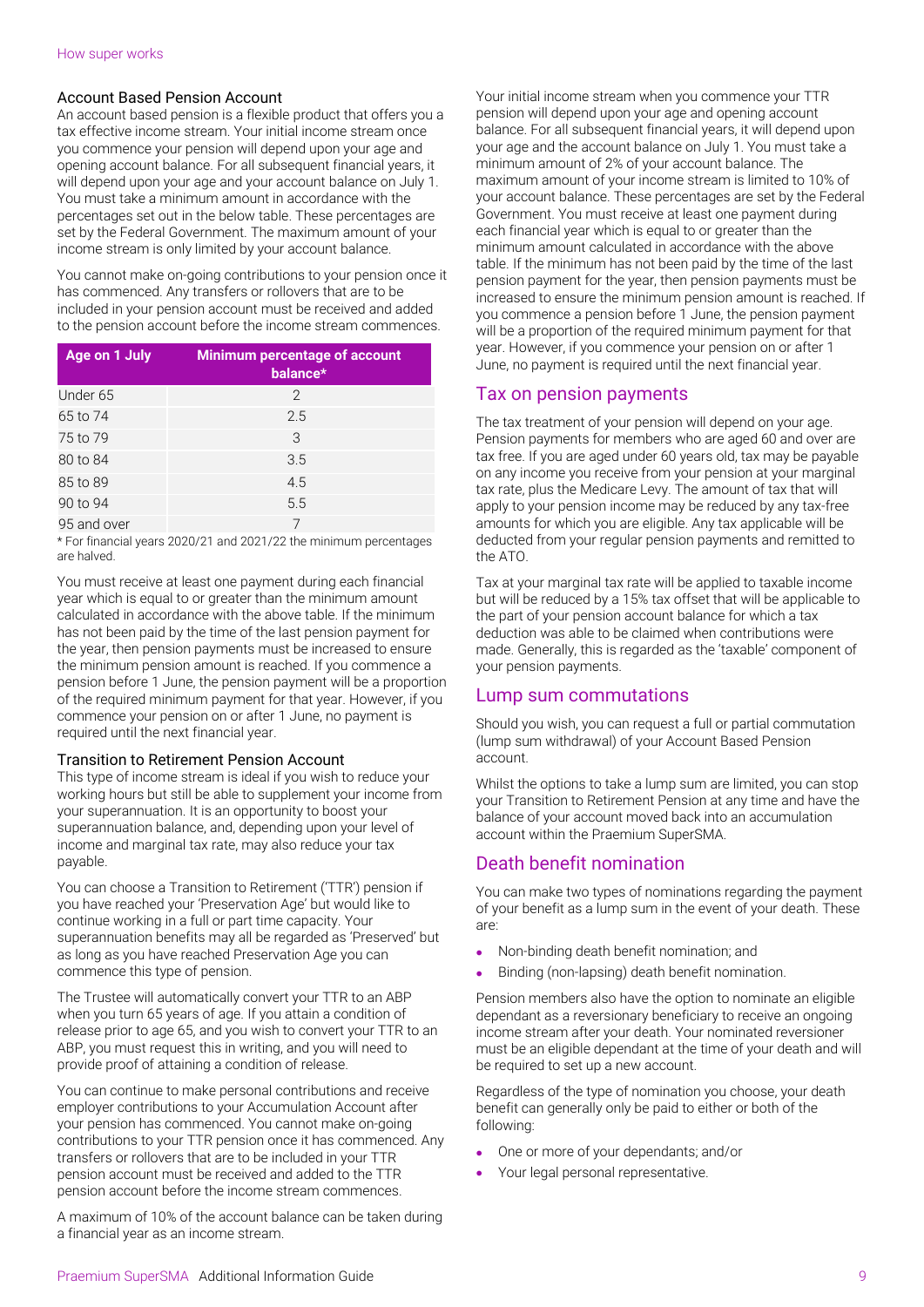### Account Based Pension Account

An account based pension is a flexible product that offers you a tax effective income stream. Your initial income stream once you commence your pension will depend upon your age and opening account balance. For all subsequent financial years, it will depend upon your age and your account balance on July 1. You must take a minimum amount in accordance with the percentages set out in the below table. These percentages are set by the Federal Government. The maximum amount of your income stream is only limited by your account balance.

You cannot make on-going contributions to your pension once it has commenced. Any transfers or rollovers that are to be included in your pension account must be received and added to the pension account before the income stream commences.

| Age on 1 July | Minimum percentage of account balance* |
|---|---|
| Under 65 | 2 |
| 65 to 74 | 2.5 |
| 75 to 79 | 3 |
| 80 to 84 | 3.5 |
| 85 to 89 | 4.5 |
| 90 to 94 | 5.5 |
| 95 and over | 7 |

* For financial years 2020/21 and 2021/22 the minimum percentages are halved.

You must receive at least one payment during each financial year which is equal to or greater than the minimum amount calculated in accordance with the above table. If the minimum has not been paid by the time of the last pension payment for the year, then pension payments must be increased to ensure the minimum pension amount is reached. If you commence a pension before 1 June, the pension payment will be a proportion of the required minimum payment for that year. However, if you commence your pension on or after 1 June, no payment is required until the next financial year.

### Transition to Retirement Pension Account

This type of income stream is ideal if you wish to reduce your working hours but still be able to supplement your income from your superannuation. It is an opportunity to boost your superannuation balance, and, depending upon your level of income and marginal tax rate, may also reduce your tax payable.

You can choose a Transition to Retirement ('TTR') pension if you have reached your 'Preservation Age' but would like to continue working in a full or part time capacity. Your superannuation benefits may all be regarded as 'Preserved' but as long as you have reached Preservation Age you can commence this type of pension.

The Trustee will automatically convert your TTR to an ABP when you turn 65 years of age. If you attain a condition of release prior to age 65, and you wish to convert your TTR to an ABP, you must request this in writing, and you will need to provide proof of attaining a condition of release.

You can continue to make personal contributions and receive employer contributions to your Accumulation Account after your pension has commenced. You cannot make on-going contributions to your TTR pension once it has commenced. Any transfers or rollovers that are to be included in your TTR pension account must be received and added to the TTR pension account before the income stream commences.

A maximum of 10% of the account balance can be taken during a financial year as an income stream.

Your initial income stream when you commence your TTR pension will depend upon your age and opening account balance. For all subsequent financial years, it will depend upon your age and the account balance on July 1. You must take a minimum amount of 2% of your account balance. The maximum amount of your income stream is limited to 10% of your account balance. These percentages are set by the Federal Government. You must receive at least one payment during each financial year which is equal to or greater than the minimum amount calculated in accordance with the above table. If the minimum has not been paid by the time of the last pension payment for the year, then pension payments must be increased to ensure the minimum pension amount is reached. If you commence a pension before 1 June, the pension payment will be a proportion of the required minimum payment for that year. However, if you commence your pension on or after 1 June, no payment is required until the next financial year.

## Tax on pension payments

The tax treatment of your pension will depend on your age. Pension payments for members who are aged 60 and over are tax free. If you are aged under 60 years old, tax may be payable on any income you receive from your pension at your marginal tax rate, plus the Medicare Levy. The amount of tax that will apply to your pension income may be reduced by any tax-free amounts for which you are eligible. Any tax applicable will be deducted from your regular pension payments and remitted to the ATO.

Tax at your marginal tax rate will be applied to taxable income but will be reduced by a 15% tax offset that will be applicable to the part of your pension account balance for which a tax deduction was able to be claimed when contributions were made. Generally, this is regarded as the 'taxable' component of your pension payments.

## Lump sum commutations

Should you wish, you can request a full or partial commutation (lump sum withdrawal) of your Account Based Pension account.

Whilst the options to take a lump sum are limited, you can stop your Transition to Retirement Pension at any time and have the balance of your account moved back into an accumulation account within the Praemium SuperSMA.

## Death benefit nomination

You can make two types of nominations regarding the payment of your benefit as a lump sum in the event of your death. These are:

- Non-binding death benefit nomination; and
- Binding (non-lapsing) death benefit nomination.

Pension members also have the option to nominate an eligible dependant as a reversionary beneficiary to receive an ongoing income stream after your death. Your nominated reversioner must be an eligible dependant at the time of your death and will be required to set up a new account.

Regardless of the type of nomination you choose, your death benefit can generally only be paid to either or both of the following:

- One or more of your dependants; and/or
- Your legal personal representative.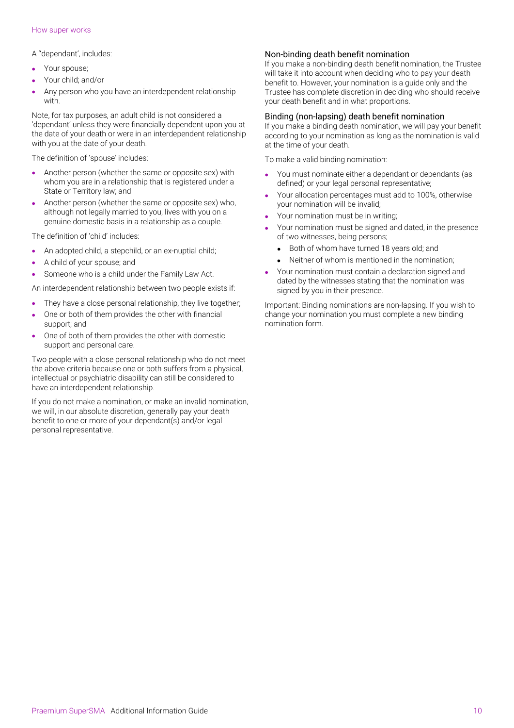A "dependant', includes:

- Your spouse;
- Your child; and/or
- Any person who you have an interdependent relationship with.

Note, for tax purposes, an adult child is not considered a 'dependant' unless they were financially dependent upon you at the date of your death or were in an interdependent relationship with you at the date of your death.

The definition of 'spouse' includes:

- Another person (whether the same or opposite sex) with whom you are in a relationship that is registered under a State or Territory law; and
- Another person (whether the same or opposite sex) who, although not legally married to you, lives with you on a genuine domestic basis in a relationship as a couple.

The definition of 'child' includes:

- An adopted child, a stepchild, or an ex-nuptial child;
- A child of your spouse; and
- Someone who is a child under the Family Law Act.

An interdependent relationship between two people exists if:

- They have a close personal relationship, they live together;
- One or both of them provides the other with financial support; and
- One of both of them provides the other with domestic support and personal care.

Two people with a close personal relationship who do not meet the above criteria because one or both suffers from a physical, intellectual or psychiatric disability can still be considered to have an interdependent relationship.

If you do not make a nomination, or make an invalid nomination, we will, in our absolute discretion, generally pay your death benefit to one or more of your dependant(s) and/or legal personal representative.

### Non-binding death benefit nomination

If you make a non-binding death benefit nomination, the Trustee will take it into account when deciding who to pay your death benefit to. However, your nomination is a guide only and the Trustee has complete discretion in deciding who should receive your death benefit and in what proportions.

### Binding (non-lapsing) death benefit nomination

If you make a binding death nomination, we will pay your benefit according to your nomination as long as the nomination is valid at the time of your death.

To make a valid binding nomination:

- You must nominate either a dependant or dependants (as defined) or your legal personal representative;
- Your allocation percentages must add to 100%, otherwise your nomination will be invalid;
- Your nomination must be in writing;
- Your nomination must be signed and dated, in the presence of two witnesses, being persons;
  - Both of whom have turned 18 years old; and
  - Neither of whom is mentioned in the nomination;
- Your nomination must contain a declaration signed and dated by the witnesses stating that the nomination was signed by you in their presence.

Important: Binding nominations are non-lapsing. If you wish to change your nomination you must complete a new binding nomination form.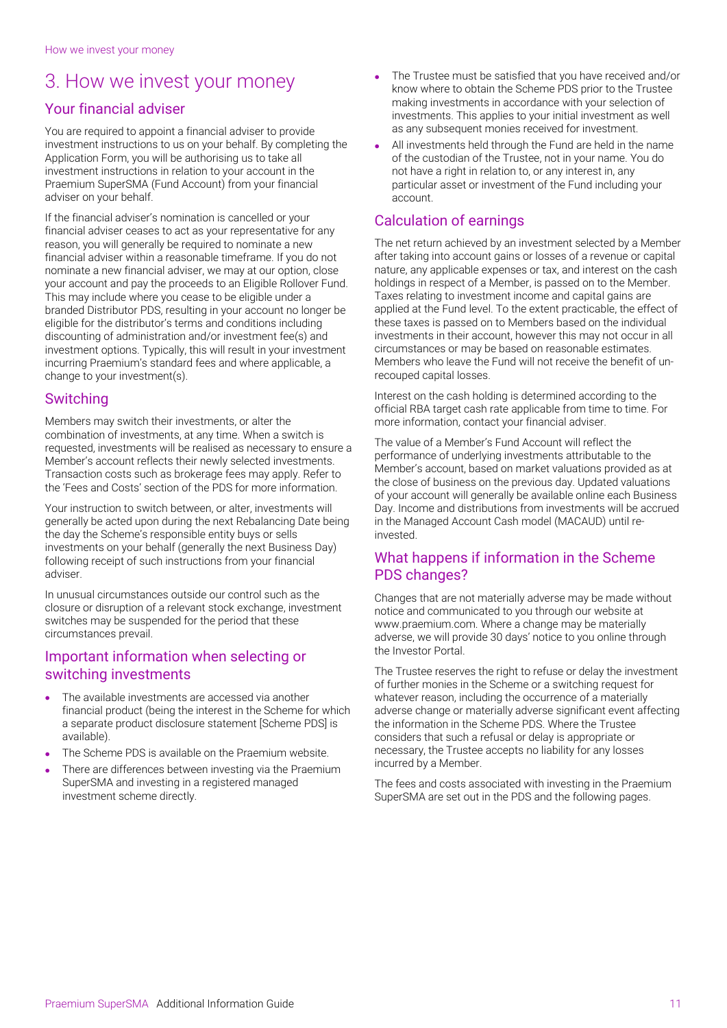# 3. How we invest your money

## Your financial adviser

You are required to appoint a financial adviser to provide investment instructions to us on your behalf. By completing the Application Form, you will be authorising us to take all investment instructions in relation to your account in the Praemium SuperSMA (Fund Account) from your financial adviser on your behalf.

If the financial adviser's nomination is cancelled or your financial adviser ceases to act as your representative for any reason, you will generally be required to nominate a new financial adviser within a reasonable timeframe. If you do not nominate a new financial adviser, we may at our option, close your account and pay the proceeds to an Eligible Rollover Fund. This may include where you cease to be eligible under a branded Distributor PDS, resulting in your account no longer be eligible for the distributor's terms and conditions including discounting of administration and/or investment fee(s) and investment options. Typically, this will result in your investment incurring Praemium's standard fees and where applicable, a change to your investment(s).

## Switching

Members may switch their investments, or alter the combination of investments, at any time. When a switch is requested, investments will be realised as necessary to ensure a Member's account reflects their newly selected investments. Transaction costs such as brokerage fees may apply. Refer to the 'Fees and Costs' section of the PDS for more information.

Your instruction to switch between, or alter, investments will generally be acted upon during the next Rebalancing Date being the day the Scheme's responsible entity buys or sells investments on your behalf (generally the next Business Day) following receipt of such instructions from your financial adviser.

In unusual circumstances outside our control such as the closure or disruption of a relevant stock exchange, investment switches may be suspended for the period that these circumstances prevail.

## Important information when selecting or switching investments

- The available investments are accessed via another financial product (being the interest in the Scheme for which a separate product disclosure statement [Scheme PDS] is available).
- The Scheme PDS is available on the Praemium website.
- There are differences between investing via the Praemium SuperSMA and investing in a registered managed investment scheme directly.
- The Trustee must be satisfied that you have received and/or know where to obtain the Scheme PDS prior to the Trustee making investments in accordance with your selection of investments. This applies to your initial investment as well as any subsequent monies received for investment.
- All investments held through the Fund are held in the name of the custodian of the Trustee, not in your name. You do not have a right in relation to, or any interest in, any particular asset or investment of the Fund including your account.

## Calculation of earnings

The net return achieved by an investment selected by a Member after taking into account gains or losses of a revenue or capital nature, any applicable expenses or tax, and interest on the cash holdings in respect of a Member, is passed on to the Member. Taxes relating to investment income and capital gains are applied at the Fund level. To the extent practicable, the effect of these taxes is passed on to Members based on the individual investments in their account, however this may not occur in all circumstances or may be based on reasonable estimates. Members who leave the Fund will not receive the benefit of un-recouped capital losses.

Interest on the cash holding is determined according to the official RBA target cash rate applicable from time to time. For more information, contact your financial adviser.

The value of a Member's Fund Account will reflect the performance of underlying investments attributable to the Member's account, based on market valuations provided as at the close of business on the previous day. Updated valuations of your account will generally be available online each Business Day. Income and distributions from investments will be accrued in the Managed Account Cash model (MACAUD) until re-invested.

## What happens if information in the Scheme PDS changes?

Changes that are not materially adverse may be made without notice and communicated to you through our website at www.praemium.com. Where a change may be materially adverse, we will provide 30 days' notice to you online through the Investor Portal.

The Trustee reserves the right to refuse or delay the investment of further monies in the Scheme or a switching request for whatever reason, including the occurrence of a materially adverse change or materially adverse significant event affecting the information in the Scheme PDS. Where the Trustee considers that such a refusal or delay is appropriate or necessary, the Trustee accepts no liability for any losses incurred by a Member.

The fees and costs associated with investing in the Praemium SuperSMA are set out in the PDS and the following pages.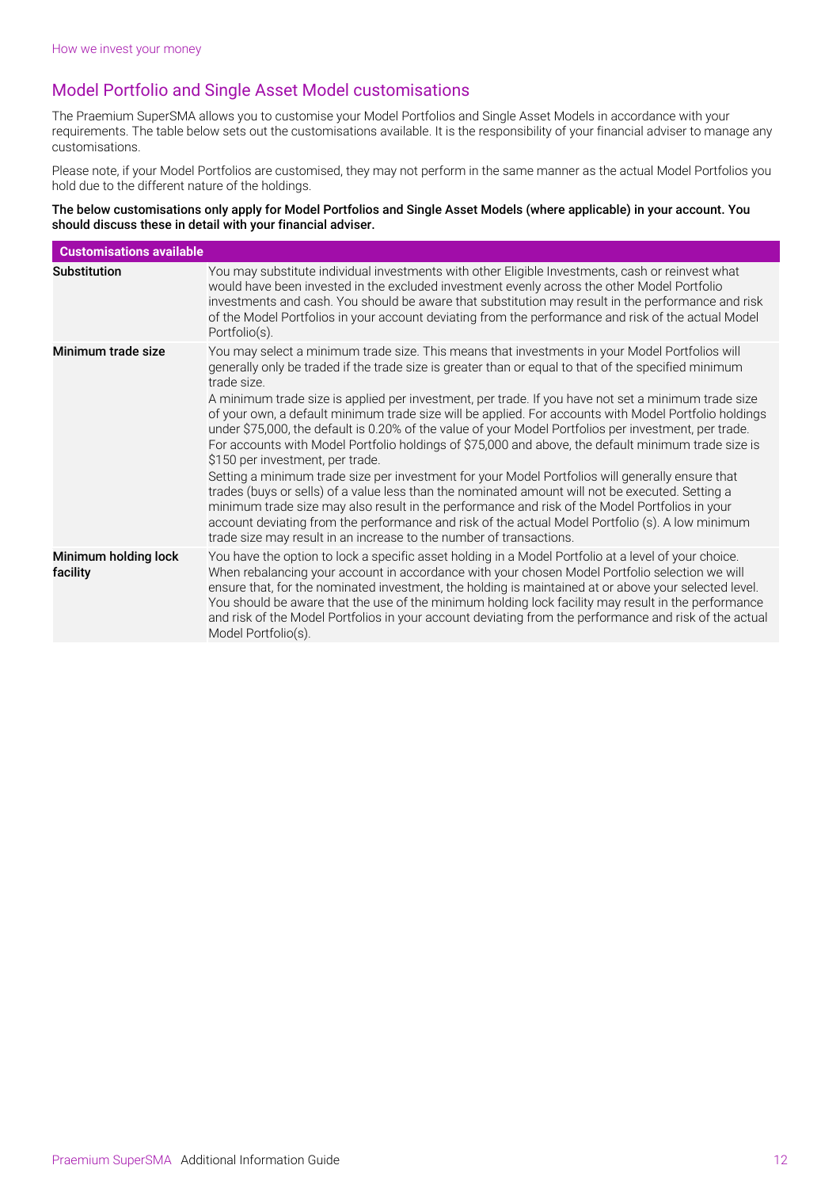## Model Portfolio and Single Asset Model customisations

The Praemium SuperSMA allows you to customise your Model Portfolios and Single Asset Models in accordance with your requirements. The table below sets out the customisations available. It is the responsibility of your financial adviser to manage any customisations.

Please note, if your Model Portfolios are customised, they may not perform in the same manner as the actual Model Portfolios you hold due to the different nature of the holdings.

**The below customisations only apply for Model Portfolios and Single Asset Models (where applicable) in your account. You should discuss these in detail with your financial adviser.**

| Customisations available | |
|---|---|
| **Substitution** | You may substitute individual investments with other Eligible Investments, cash or reinvest what would have been invested in the excluded investment evenly across the other Model Portfolio investments and cash. You should be aware that substitution may result in the performance and risk of the Model Portfolios in your account deviating from the performance and risk of the actual Model Portfolio(s). |
| **Minimum trade size** | You may select a minimum trade size. This means that investments in your Model Portfolios will generally only be traded if the trade size is greater than or equal to that of the specified minimum trade size.<br>A minimum trade size is applied per investment, per trade. If you have not set a minimum trade size of your own, a default minimum trade size will be applied. For accounts with Model Portfolio holdings under $75,000, the default is 0.20% of the value of your Model Portfolios per investment, per trade. For accounts with Model Portfolio holdings of $75,000 and above, the default minimum trade size is $150 per investment, per trade.<br>Setting a minimum trade size per investment for your Model Portfolios will generally ensure that trades (buys or sells) of a value less than the nominated amount will not be executed. Setting a minimum trade size may also result in the performance and risk of the Model Portfolios in your account deviating from the performance and risk of the actual Model Portfolio (s). A low minimum trade size may result in an increase to the number of transactions. |
| **Minimum holding lock facility** | You have the option to lock a specific asset holding in a Model Portfolio at a level of your choice. When rebalancing your account in accordance with your chosen Model Portfolio selection we will ensure that, for the nominated investment, the holding is maintained at or above your selected level. You should be aware that the use of the minimum holding lock facility may result in the performance and risk of the Model Portfolios in your account deviating from the performance and risk of the actual Model Portfolio(s). |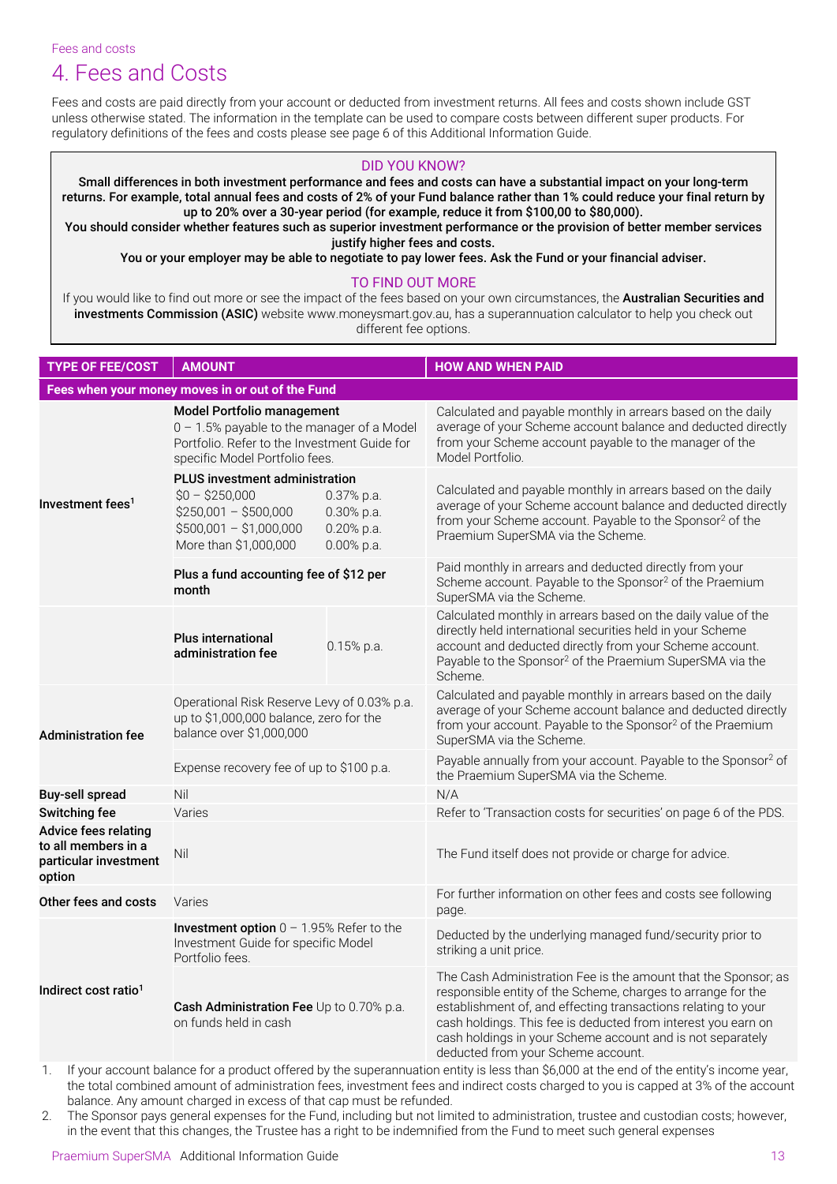Fees and costs

# 4. Fees and Costs

Fees and costs are paid directly from your account or deducted from investment returns. All fees and costs shown include GST unless otherwise stated. The information in the template can be used to compare costs between different super products. For regulatory definitions of the fees and costs please see page 6 of this Additional Information Guide.

> **DID YOU KNOW?**
>
> **Small differences in both investment performance and fees and costs can have a substantial impact on your long-term returns. For example, total annual fees and costs of 2% of your Fund balance rather than 1% could reduce your final return by up to 20% over a 30-year period (for example, reduce it from $100,00 to $80,000).**
>
> **You should consider whether features such as superior investment performance or the provision of better member services justify higher fees and costs.**
>
> **You or your employer may be able to negotiate to pay lower fees. Ask the Fund or your financial adviser.**
>
> **TO FIND OUT MORE**
>
> If you would like to find out more or see the impact of the fees based on your own circumstances, the **Australian Securities and investments Commission (ASIC)** website www.moneysmart.gov.au, has a superannuation calculator to help you check out different fee options.

| TYPE OF FEE/COST | AMOUNT | | HOW AND WHEN PAID |
|---|---|---|---|
| **Fees when your money moves in or out of the Fund** | | | |
| Investment fees[1] | **Model Portfolio management**<br>0 – 1.5% payable to the manager of a Model Portfolio. Refer to the Investment Guide for specific Model Portfolio fees. | | Calculated and payable monthly in arrears based on the daily average of your Scheme account balance and deducted directly from your Scheme account payable to the manager of the Model Portfolio. |
| | **PLUS investment administration**<br>$0 – $250,000<br>$250,001 – $500,000<br>$500,001 – $1,000,000<br>More than $1,000,000 | <br>0.37% p.a.<br>0.30% p.a.<br>0.20% p.a.<br>0.00% p.a. | Calculated and payable monthly in arrears based on the daily average of your Scheme account balance and deducted directly from your Scheme account. Payable to the Sponsor[2] of the Praemium SuperSMA via the Scheme. |
| | **Plus a fund accounting fee of $12 per month** | | Paid monthly in arrears and deducted directly from your Scheme account. Payable to the Sponsor[2] of the Praemium SuperSMA via the Scheme. |
| | **Plus international administration fee** | 0.15% p.a. | Calculated monthly in arrears based on the daily value of the directly held international securities held in your Scheme account and deducted directly from your Scheme account. Payable to the Sponsor[2] of the Praemium SuperSMA via the Scheme. |
| **Administration fee** | Operational Risk Reserve Levy of 0.03% p.a. up to $1,000,000 balance, zero for the balance over $1,000,000 | | Calculated and payable monthly in arrears based on the daily average of your Scheme account balance and deducted directly from your account. Payable to the Sponsor[2] of the Praemium SuperSMA via the Scheme. |
| | Expense recovery fee of up to $100 p.a. | | Payable annually from your account. Payable to the Sponsor[2] of the Praemium SuperSMA via the Scheme. |
| **Buy-sell spread** | Nil | | N/A |
| **Switching fee** | Varies | | Refer to 'Transaction costs for securities' on page 6 of the PDS. |
| **Advice fees relating to all members in a particular investment option** | Nil | | The Fund itself does not provide or charge for advice. |
| **Other fees and costs** | Varies | | For further information on other fees and costs see following page. |
| **Indirect cost ratio[1]** | **Investment option** 0 – 1.95% Refer to the Investment Guide for specific Model Portfolio fees. | | Deducted by the underlying managed fund/security prior to striking a unit price. |
| | **Cash Administration Fee** Up to 0.70% p.a. on funds held in cash | | The Cash Administration Fee is the amount that the Sponsor; as responsible entity of the Scheme, charges to arrange for the establishment of, and effecting transactions relating to your cash holdings. This fee is deducted from interest you earn on cash holdings in your Scheme account and is not separately deducted from your Scheme account. |

1. If your account balance for a product offered by the superannuation entity is less than $6,000 at the end of the entity's income year, the total combined amount of administration fees, investment fees and indirect costs charged to you is capped at 3% of the account balance. Any amount charged in excess of that cap must be refunded.
2. The Sponsor pays general expenses for the Fund, including but not limited to administration, trustee and custodian costs; however, in the event that this changes, the Trustee has a right to be indemnified from the Fund to meet such general expenses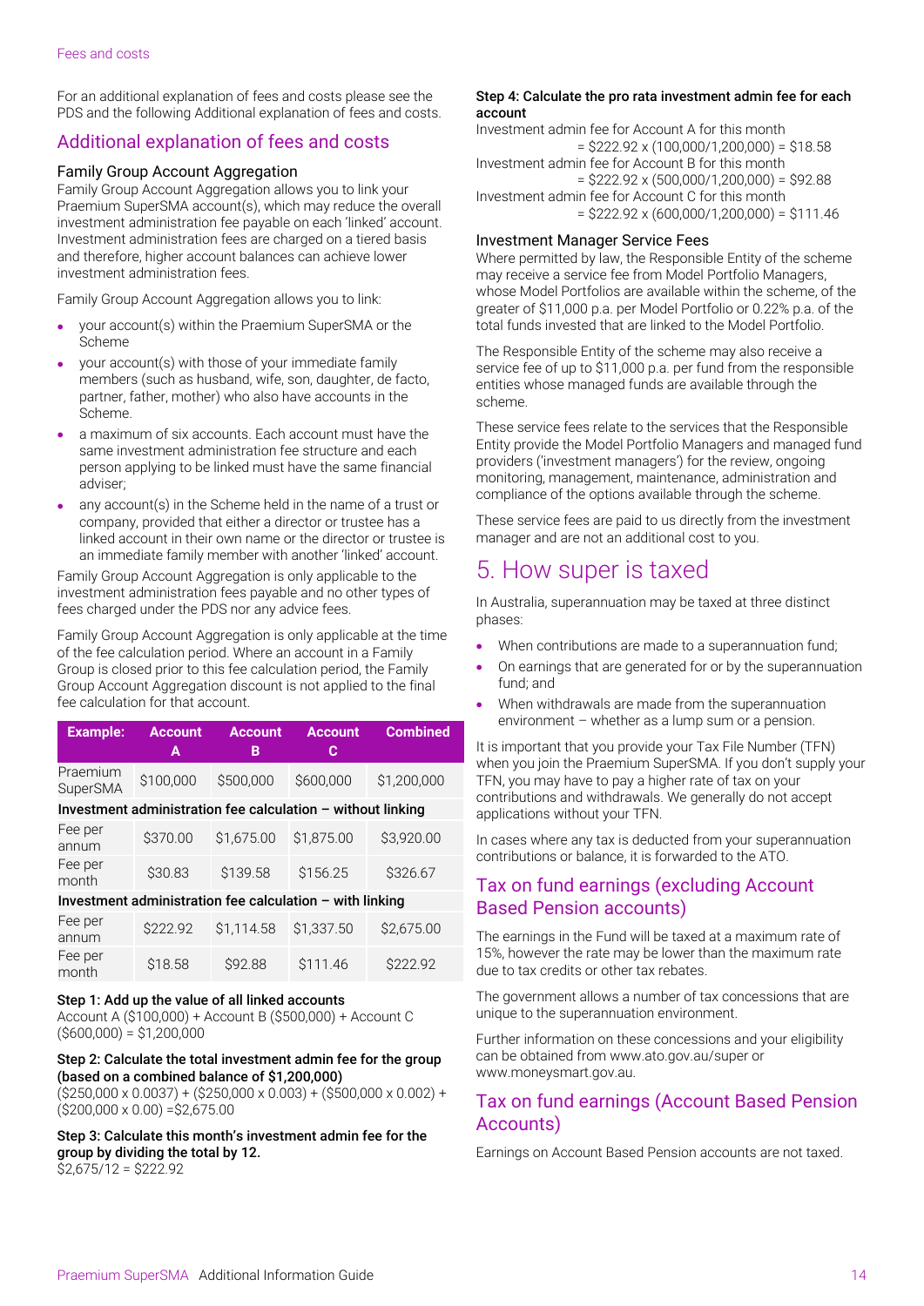For an additional explanation of fees and costs please see the PDS and the following Additional explanation of fees and costs.

## Additional explanation of fees and costs

### Family Group Account Aggregation

Family Group Account Aggregation allows you to link your Praemium SuperSMA account(s), which may reduce the overall investment administration fee payable on each 'linked' account. Investment administration fees are charged on a tiered basis and therefore, higher account balances can achieve lower investment administration fees.

Family Group Account Aggregation allows you to link:

- your account(s) within the Praemium SuperSMA or the Scheme
- your account(s) with those of your immediate family members (such as husband, wife, son, daughter, de facto, partner, father, mother) who also have accounts in the Scheme.
- a maximum of six accounts. Each account must have the same investment administration fee structure and each person applying to be linked must have the same financial adviser;
- any account(s) in the Scheme held in the name of a trust or company, provided that either a director or trustee has a linked account in their own name or the director or trustee is an immediate family member with another 'linked' account.

Family Group Account Aggregation is only applicable to the investment administration fees payable and no other types of fees charged under the PDS nor any advice fees.

Family Group Account Aggregation is only applicable at the time of the fee calculation period. Where an account in a Family Group is closed prior to this fee calculation period, the Family Group Account Aggregation discount is not applied to the final fee calculation for that account.

| Example: | Account A | Account B | Account C | Combined |
|---|---|---|---|---|
| Praemium SuperSMA | $100,000 | $500,000 | $600,000 | $1,200,000 |
| **Investment administration fee calculation – without linking** | | | | |
| Fee per annum | $370.00 | $1,675.00 | $1,875.00 | $3,920.00 |
| Fee per month | $30.83 | $139.58 | $156.25 | $326.67 |
| **Investment administration fee calculation – with linking** | | | | |
| Fee per annum | $222.92 | $1,114.58 | $1,337.50 | $2,675.00 |
| Fee per month | $18.58 | $92.88 | $111.46 | $222.92 |

**Step 1: Add up the value of all linked accounts**

Account A ($100,000) + Account B ($500,000) + Account C ($600,000) = $1,200,000

**Step 2: Calculate the total investment admin fee for the group (based on a combined balance of $1,200,000)**

($250,000 x 0.0037) + ($250,000 x 0.003) + ($500,000 x 0.002) + ($200,000 x 0.00) =$2,675.00

**Step 3: Calculate this month's investment admin fee for the group by dividing the total by 12.**

$2,675/12 = $222.92

**Step 4: Calculate the pro rata investment admin fee for each account**

Investment admin fee for Account A for this month
= $222.92 x (100,000/1,200,000) = $18.58

Investment admin fee for Account B for this month
= $222.92 x (500,000/1,200,000) = $92.88

Investment admin fee for Account C for this month
= $222.92 x (600,000/1,200,000) = $111.46

### Investment Manager Service Fees

Where permitted by law, the Responsible Entity of the scheme may receive a service fee from Model Portfolio Managers, whose Model Portfolios are available within the scheme, of the greater of $11,000 p.a. per Model Portfolio or 0.22% p.a. of the total funds invested that are linked to the Model Portfolio.

The Responsible Entity of the scheme may also receive a service fee of up to $11,000 p.a. per fund from the responsible entities whose managed funds are available through the scheme.

These service fees relate to the services that the Responsible Entity provide the Model Portfolio Managers and managed fund providers ('investment managers') for the review, ongoing monitoring, management, maintenance, administration and compliance of the options available through the scheme.

These service fees are paid to us directly from the investment manager and are not an additional cost to you.

# 5. How super is taxed

In Australia, superannuation may be taxed at three distinct phases:

- When contributions are made to a superannuation fund;
- On earnings that are generated for or by the superannuation fund; and
- When withdrawals are made from the superannuation environment – whether as a lump sum or a pension.

It is important that you provide your Tax File Number (TFN) when you join the Praemium SuperSMA. If you don't supply your TFN, you may have to pay a higher rate of tax on your contributions and withdrawals. We generally do not accept applications without your TFN.

In cases where any tax is deducted from your superannuation contributions or balance, it is forwarded to the ATO.

## Tax on fund earnings (excluding Account Based Pension accounts)

The earnings in the Fund will be taxed at a maximum rate of 15%, however the rate may be lower than the maximum rate due to tax credits or other tax rebates.

The government allows a number of tax concessions that are unique to the superannuation environment.

Further information on these concessions and your eligibility can be obtained from www.ato.gov.au/super or www.moneysmart.gov.au.

## Tax on fund earnings (Account Based Pension Accounts)

Earnings on Account Based Pension accounts are not taxed.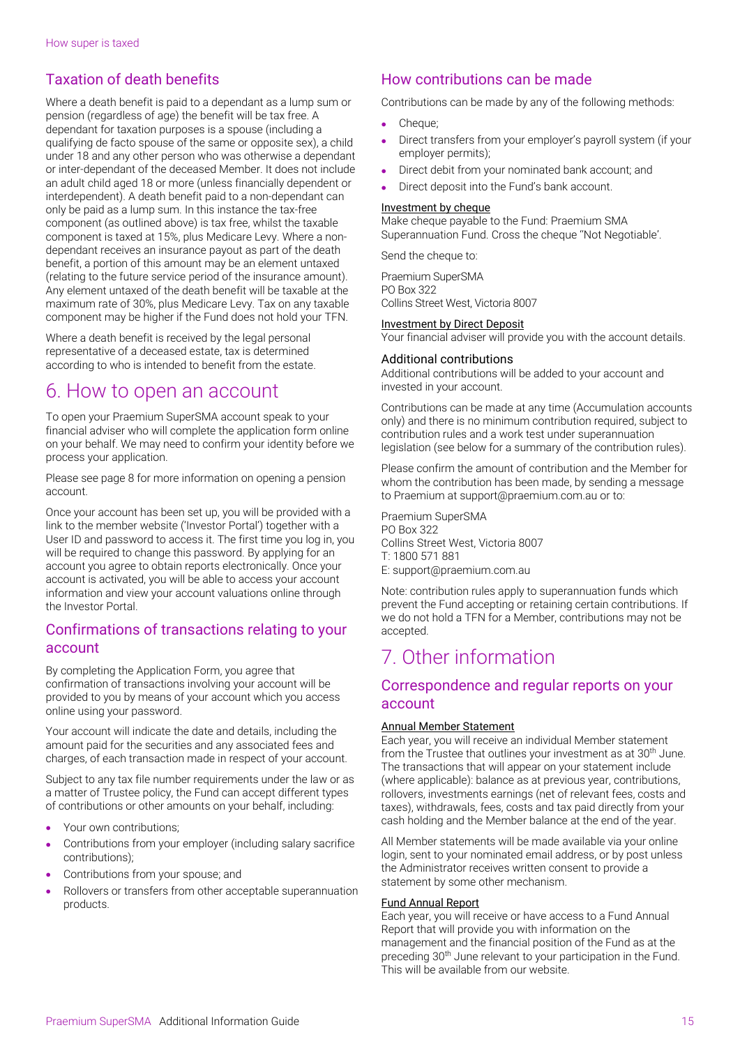## Taxation of death benefits

Where a death benefit is paid to a dependant as a lump sum or pension (regardless of age) the benefit will be tax free. A dependant for taxation purposes is a spouse (including a qualifying de facto spouse of the same or opposite sex), a child under 18 and any other person who was otherwise a dependant or inter-dependant of the deceased Member. It does not include an adult child aged 18 or more (unless financially dependent or interdependent). A death benefit paid to a non-dependant can only be paid as a lump sum. In this instance the tax-free component (as outlined above) is tax free, whilst the taxable component is taxed at 15%, plus Medicare Levy. Where a non-dependant receives an insurance payout as part of the death benefit, a portion of this amount may be an element untaxed (relating to the future service period of the insurance amount). Any element untaxed of the death benefit will be taxable at the maximum rate of 30%, plus Medicare Levy. Tax on any taxable component may be higher if the Fund does not hold your TFN.

Where a death benefit is received by the legal personal representative of a deceased estate, tax is determined according to who is intended to benefit from the estate.

# 6. How to open an account

To open your Praemium SuperSMA account speak to your financial adviser who will complete the application form online on your behalf. We may need to confirm your identity before we process your application.

Please see page 8 for more information on opening a pension account.

Once your account has been set up, you will be provided with a link to the member website ('Investor Portal') together with a User ID and password to access it. The first time you log in, you will be required to change this password. By applying for an account you agree to obtain reports electronically. Once your account is activated, you will be able to access your account information and view your account valuations online through the Investor Portal.

## Confirmations of transactions relating to your account

By completing the Application Form, you agree that confirmation of transactions involving your account will be provided to you by means of your account which you access online using your password.

Your account will indicate the date and details, including the amount paid for the securities and any associated fees and charges, of each transaction made in respect of your account.

Subject to any tax file number requirements under the law or as a matter of Trustee policy, the Fund can accept different types of contributions or other amounts on your behalf, including:

- Your own contributions;
- Contributions from your employer (including salary sacrifice contributions);
- Contributions from your spouse; and
- Rollovers or transfers from other acceptable superannuation products.

## How contributions can be made

Contributions can be made by any of the following methods:

- Cheque;
- Direct transfers from your employer's payroll system (if your employer permits);
- Direct debit from your nominated bank account; and
- Direct deposit into the Fund's bank account.

**Investment by cheque**

Make cheque payable to the Fund: Praemium SMA Superannuation Fund. Cross the cheque "Not Negotiable'.

Send the cheque to:

Praemium SuperSMA
PO Box 322
Collins Street West, Victoria 8007

**Investment by Direct Deposit**

Your financial adviser will provide you with the account details.

### Additional contributions

Additional contributions will be added to your account and invested in your account.

Contributions can be made at any time (Accumulation accounts only) and there is no minimum contribution required, subject to contribution rules and a work test under superannuation legislation (see below for a summary of the contribution rules).

Please confirm the amount of contribution and the Member for whom the contribution has been made, by sending a message to Praemium at support@praemium.com.au or to:

Praemium SuperSMA
PO Box 322
Collins Street West, Victoria 8007
T: 1800 571 881
E: support@praemium.com.au

Note: contribution rules apply to superannuation funds which prevent the Fund accepting or retaining certain contributions. If we do not hold a TFN for a Member, contributions may not be accepted.

# 7. Other information

## Correspondence and regular reports on your account

**Annual Member Statement**

Each year, you will receive an individual Member statement from the Trustee that outlines your investment as at 30th June. The transactions that will appear on your statement include (where applicable): balance as at previous year, contributions, rollovers, investments earnings (net of relevant fees, costs and taxes), withdrawals, fees, costs and tax paid directly from your cash holding and the Member balance at the end of the year.

All Member statements will be made available via your online login, sent to your nominated email address, or by post unless the Administrator receives written consent to provide a statement by some other mechanism.

**Fund Annual Report**

Each year, you will receive or have access to a Fund Annual Report that will provide you with information on the management and the financial position of the Fund as at the preceding 30th June relevant to your participation in the Fund. This will be available from our website.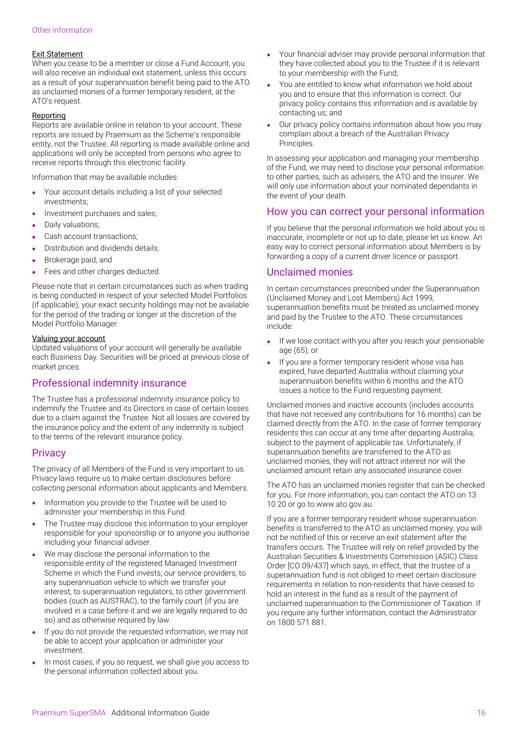### Exit Statement

When you cease to be a member or close a Fund Account, you will also receive an individual exit statement, unless this occurs as a result of your superannuation benefit being paid to the ATO as unclaimed monies of a former temporary resident, at the ATO's request.

### Reporting

Reports are available online in relation to your account. These reports are issued by Praemium as the Scheme's responsible entity, not the Trustee. All reporting is made available online and applications will only be accepted from persons who agree to receive reports through this electronic facility.

Information that may be available includes:

- Your account details including a list of your selected investments;
- Investment purchases and sales;
- Daily valuations;
- Cash account transactions;
- Distribution and dividends details;
- Brokerage paid; and
- Fees and other charges deducted.

Please note that in certain circumstances such as when trading is being conducted in respect of your selected Model Portfolios (if applicable), your exact security holdings may not be available for the period of the trading or longer at the discretion of the Model Portfolio Manager.

### Valuing your account

Updated valuations of your account will generally be available each Business Day. Securities will be priced at previous close of market prices.

## Professional indemnity insurance

The Trustee has a professional indemnity insurance policy to indemnify the Trustee and its Directors in case of certain losses due to a claim against the Trustee. Not all losses are covered by the insurance policy and the extent of any indemnity is subject to the terms of the relevant insurance policy.

## Privacy

The privacy of all Members of the Fund is very important to us. Privacy laws require us to make certain disclosures before collecting personal information about applicants and Members.

- Information you provide to the Trustee will be used to administer your membership in this Fund.
- The Trustee may disclose this information to your employer responsible for your sponsorship or to anyone you authorise including your financial adviser.
- We may disclose the personal information to the responsible entity of the registered Managed Investment Scheme in which the Fund invests, our service providers, to any superannuation vehicle to which we transfer your interest, to superannuation regulators, to other government bodies (such as AUSTRAC), to the family court (if you are involved in a case before it and we are legally required to do so) and as otherwise required by law.
- If you do not provide the requested information, we may not be able to accept your application or administer your investment.
- In most cases, if you so request, we shall give you access to the personal information collected about you.
- Your financial adviser may provide personal information that they have collected about you to the Trustee if it is relevant to your membership with the Fund;
- You are entitled to know what information we hold about you and to ensure that this information is correct. Our privacy policy contains this information and is available by contacting us; and
- Our privacy policy contains information about how you may complain about a breach of the Australian Privacy Principles.

In assessing your application and managing your membership of the Fund, we may need to disclose your personal information to other parties, such as advisers, the ATO and the Insurer. We will only use information about your nominated dependants in the event of your death.

## How you can correct your personal information

If you believe that the personal information we hold about you is inaccurate, incomplete or not up to date, please let us know. An easy way to correct personal information about Members is by forwarding a copy of a current driver licence or passport.

## Unclaimed monies

In certain circumstances prescribed under the Superannuation (Unclaimed Money and Lost Members) Act 1999, superannuation benefits must be treated as unclaimed money and paid by the Trustee to the ATO. These circumstances include:

- If we lose contact with you after you reach your pensionable age (65); or
- If you are a former temporary resident whose visa has expired, have departed Australia without claiming your superannuation benefits within 6 months and the ATO issues a notice to the Fund requesting payment.

Unclaimed monies and inactive accounts (includes accounts that have not received any contributions for 16 months) can be claimed directly from the ATO. In the case of former temporary residents this can occur at any time after departing Australia, subject to the payment of applicable tax. Unfortunately, if superannuation benefits are transferred to the ATO as unclaimed monies, they will not attract interest nor will the unclaimed amount retain any associated insurance cover.

The ATO has an unclaimed monies register that can be checked for you. For more information, you can contact the ATO on 13 10 20 or go to www.ato.gov.au.

If you are a former temporary resident whose superannuation benefits is transferred to the ATO as unclaimed money, you will not be notified of this or receive an exit statement after the transfers occurs. The Trustee will rely on relief provided by the Australian Securities & Investments Commission (ASIC) Class Order [CO 09/437] which says, in effect, that the trustee of a superannuation fund is not obliged to meet certain disclosure requirements in relation to non-residents that have ceased to hold an interest in the fund as a result of the payment of unclaimed superannuation to the Commissioner of Taxation. If you require any further information, contact the Administrator on 1800 571 881.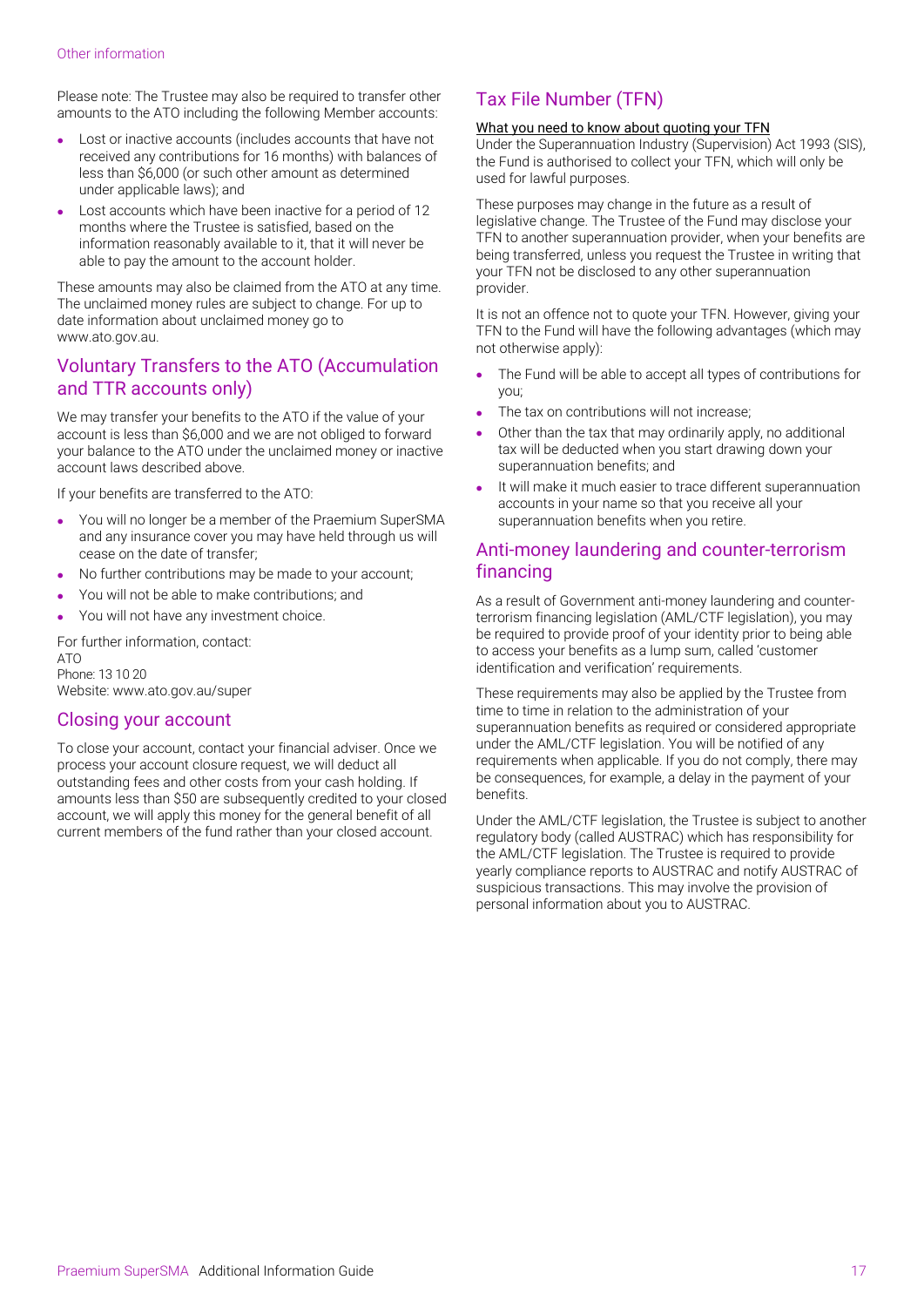Please note: The Trustee may also be required to transfer other amounts to the ATO including the following Member accounts:

- Lost or inactive accounts (includes accounts that have not received any contributions for 16 months) with balances of less than $6,000 (or such other amount as determined under applicable laws); and
- Lost accounts which have been inactive for a period of 12 months where the Trustee is satisfied, based on the information reasonably available to it, that it will never be able to pay the amount to the account holder.

These amounts may also be claimed from the ATO at any time. The unclaimed money rules are subject to change. For up to date information about unclaimed money go to www.ato.gov.au.

## Voluntary Transfers to the ATO (Accumulation and TTR accounts only)

We may transfer your benefits to the ATO if the value of your account is less than $6,000 and we are not obliged to forward your balance to the ATO under the unclaimed money or inactive account laws described above.

If your benefits are transferred to the ATO:

- You will no longer be a member of the Praemium SuperSMA and any insurance cover you may have held through us will cease on the date of transfer;
- No further contributions may be made to your account;
- You will not be able to make contributions; and
- You will not have any investment choice.

For further information, contact:
ATO
Phone: 13 10 20
Website: www.ato.gov.au/super

## Closing your account

To close your account, contact your financial adviser. Once we process your account closure request, we will deduct all outstanding fees and other costs from your cash holding. If amounts less than $50 are subsequently credited to your closed account, we will apply this money for the general benefit of all current members of the fund rather than your closed account.

## Tax File Number (TFN)

What you need to know about quoting your TFN

Under the Superannuation Industry (Supervision) Act 1993 (SIS), the Fund is authorised to collect your TFN, which will only be used for lawful purposes.

These purposes may change in the future as a result of legislative change. The Trustee of the Fund may disclose your TFN to another superannuation provider, when your benefits are being transferred, unless you request the Trustee in writing that your TFN not be disclosed to any other superannuation provider.

It is not an offence not to quote your TFN. However, giving your TFN to the Fund will have the following advantages (which may not otherwise apply):

- The Fund will be able to accept all types of contributions for you;
- The tax on contributions will not increase;
- Other than the tax that may ordinarily apply, no additional tax will be deducted when you start drawing down your superannuation benefits; and
- It will make it much easier to trace different superannuation accounts in your name so that you receive all your superannuation benefits when you retire.

## Anti-money laundering and counter-terrorism financing

As a result of Government anti-money laundering and counter-terrorism financing legislation (AML/CTF legislation), you may be required to provide proof of your identity prior to being able to access your benefits as a lump sum, called 'customer identification and verification' requirements.

These requirements may also be applied by the Trustee from time to time in relation to the administration of your superannuation benefits as required or considered appropriate under the AML/CTF legislation. You will be notified of any requirements when applicable. If you do not comply, there may be consequences, for example, a delay in the payment of your benefits.

Under the AML/CTF legislation, the Trustee is subject to another regulatory body (called AUSTRAC) which has responsibility for the AML/CTF legislation. The Trustee is required to provide yearly compliance reports to AUSTRAC and notify AUSTRAC of suspicious transactions. This may involve the provision of personal information about you to AUSTRAC.